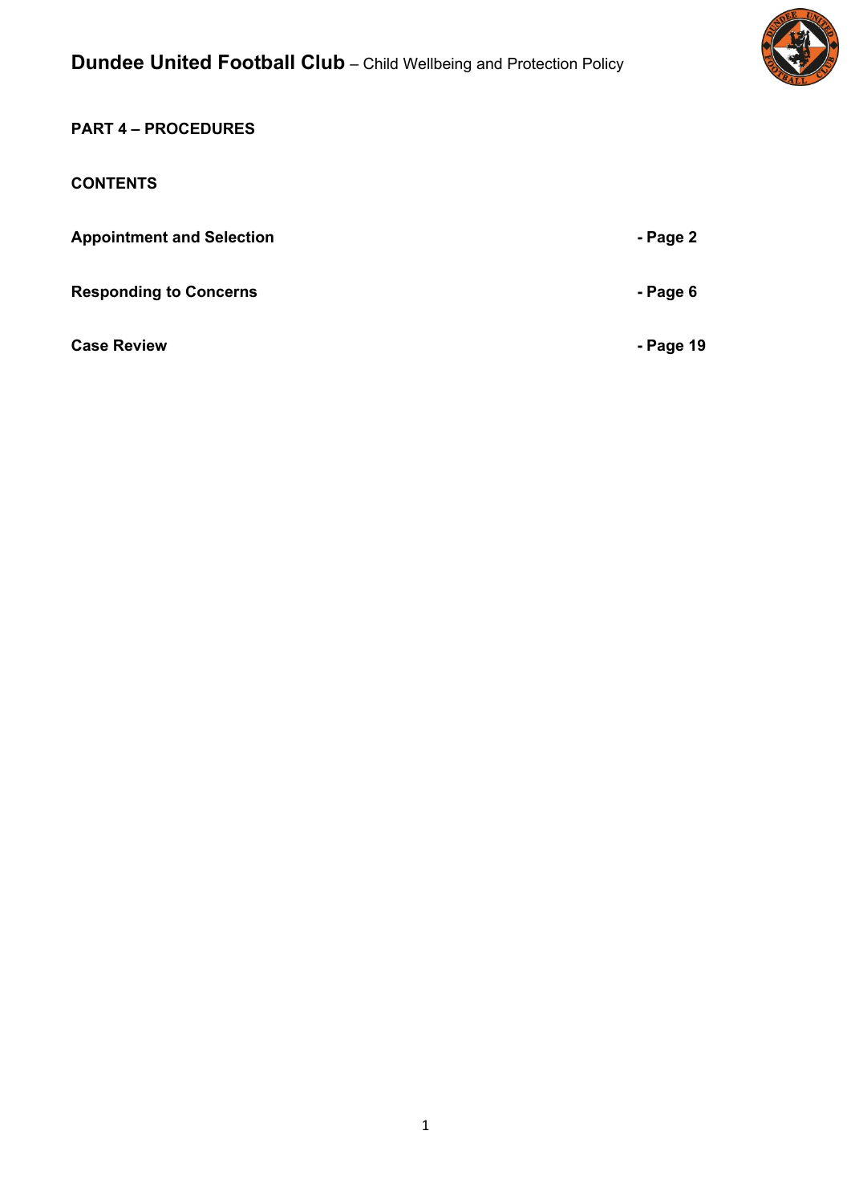## PART 4 – PROCEDURES

### CONTENTS

| | |
|---|---|
| **Appointment and Selection** | **- Page 2** |
| **Responding to Concerns** | **- Page 6** |
| **Case Review** | **- Page 19** |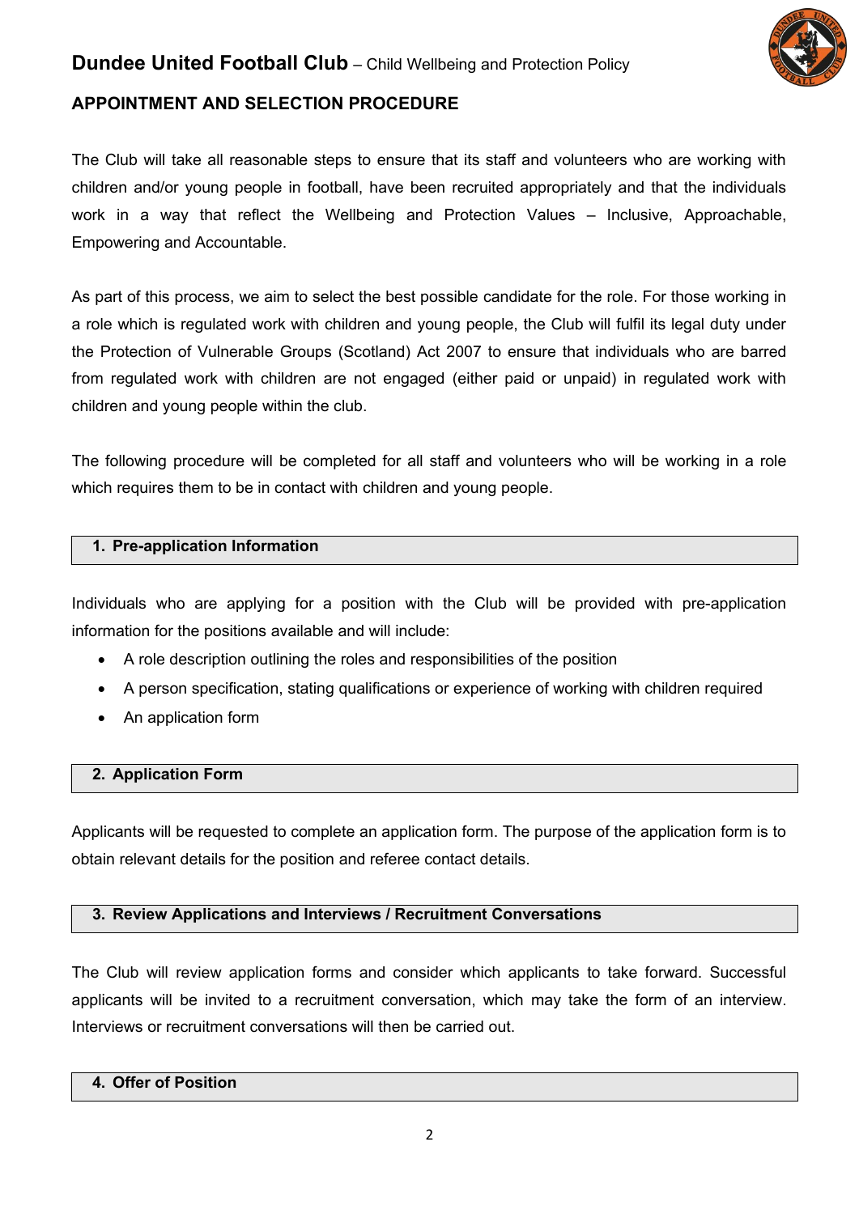## APPOINTMENT AND SELECTION PROCEDURE

The Club will take all reasonable steps to ensure that its staff and volunteers who are working with children and/or young people in football, have been recruited appropriately and that the individuals work in a way that reflect the Wellbeing and Protection Values – Inclusive, Approachable, Empowering and Accountable.

As part of this process, we aim to select the best possible candidate for the role. For those working in a role which is regulated work with children and young people, the Club will fulfil its legal duty under the Protection of Vulnerable Groups (Scotland) Act 2007 to ensure that individuals who are barred from regulated work with children are not engaged (either paid or unpaid) in regulated work with children and young people within the club.

The following procedure will be completed for all staff and volunteers who will be working in a role which requires them to be in contact with children and young people.

### 1. Pre-application Information

Individuals who are applying for a position with the Club will be provided with pre-application information for the positions available and will include:

- A role description outlining the roles and responsibilities of the position
- A person specification, stating qualifications or experience of working with children required
- An application form

### 2. Application Form

Applicants will be requested to complete an application form. The purpose of the application form is to obtain relevant details for the position and referee contact details.

### 3. Review Applications and Interviews / Recruitment Conversations

The Club will review application forms and consider which applicants to take forward. Successful applicants will be invited to a recruitment conversation, which may take the form of an interview. Interviews or recruitment conversations will then be carried out.

### 4. Offer of Position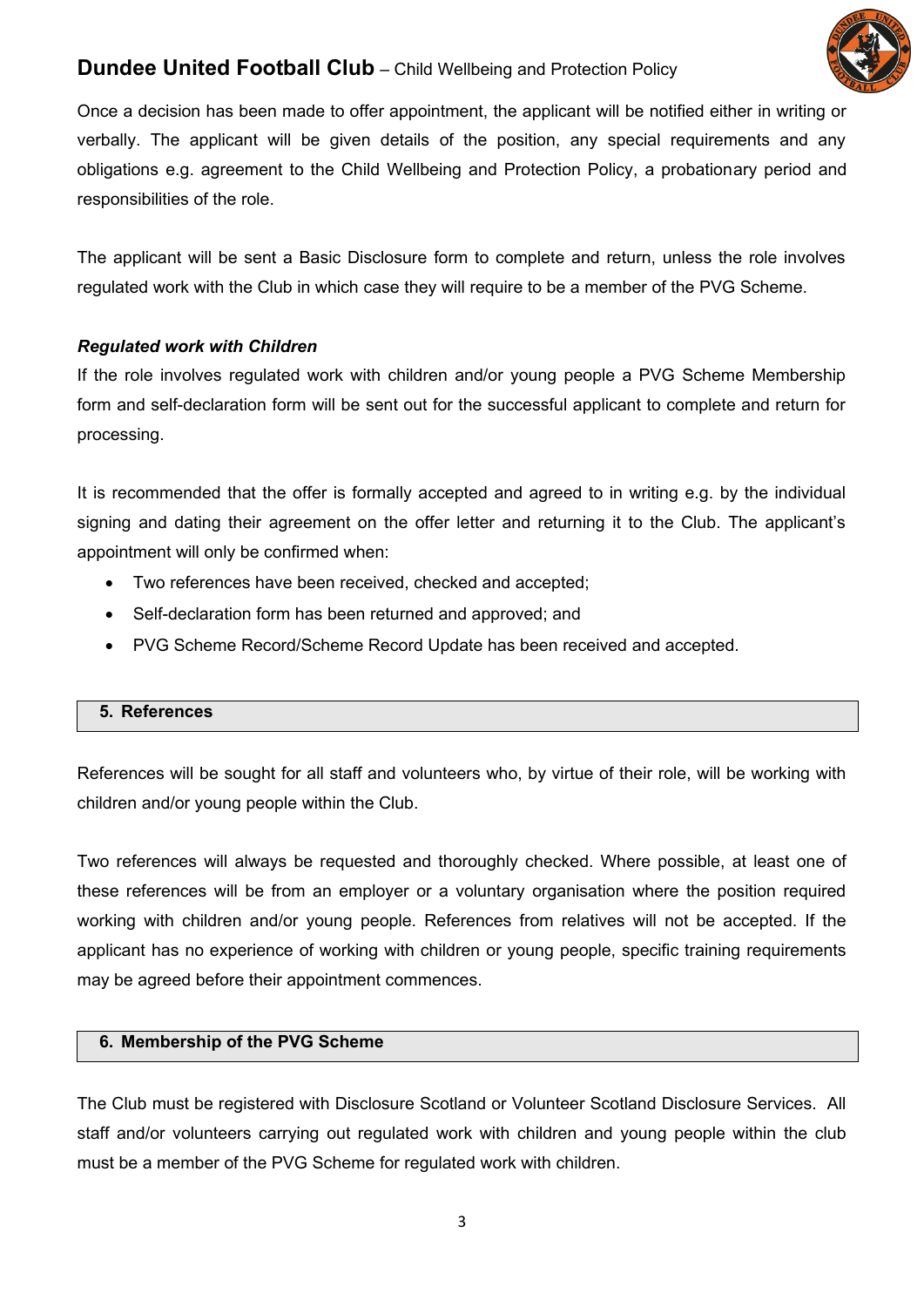Once a decision has been made to offer appointment, the applicant will be notified either in writing or verbally. The applicant will be given details of the position, any special requirements and any obligations e.g. agreement to the Child Wellbeing and Protection Policy, a probationary period and responsibilities of the role.

The applicant will be sent a Basic Disclosure form to complete and return, unless the role involves regulated work with the Club in which case they will require to be a member of the PVG Scheme.

***Regulated work with Children***

If the role involves regulated work with children and/or young people a PVG Scheme Membership form and self-declaration form will be sent out for the successful applicant to complete and return for processing.

It is recommended that the offer is formally accepted and agreed to in writing e.g. by the individual signing and dating their agreement on the offer letter and returning it to the Club. The applicant's appointment will only be confirmed when:

- Two references have been received, checked and accepted;
- Self-declaration form has been returned and approved; and
- PVG Scheme Record/Scheme Record Update has been received and accepted.

## 5. References

References will be sought for all staff and volunteers who, by virtue of their role, will be working with children and/or young people within the Club.

Two references will always be requested and thoroughly checked. Where possible, at least one of these references will be from an employer or a voluntary organisation where the position required working with children and/or young people. References from relatives will not be accepted. If the applicant has no experience of working with children or young people, specific training requirements may be agreed before their appointment commences.

## 6. Membership of the PVG Scheme

The Club must be registered with Disclosure Scotland or Volunteer Scotland Disclosure Services. All staff and/or volunteers carrying out regulated work with children and young people within the club must be a member of the PVG Scheme for regulated work with children.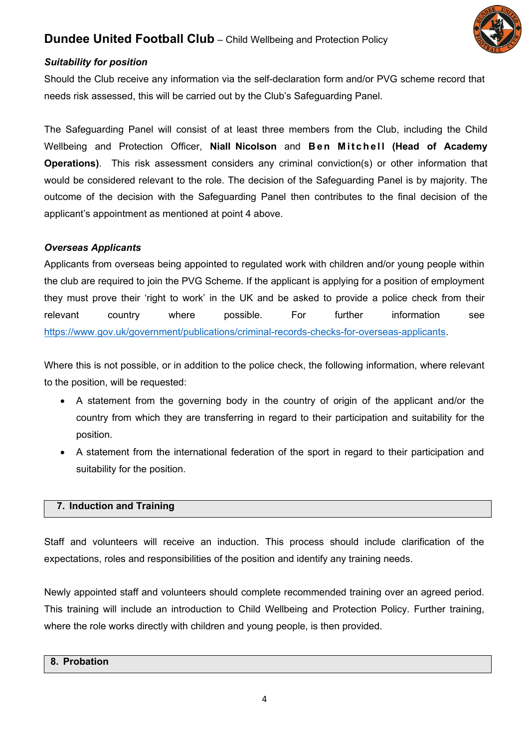***Suitability for position***

Should the Club receive any information via the self-declaration form and/or PVG scheme record that needs risk assessed, this will be carried out by the Club's Safeguarding Panel.

The Safeguarding Panel will consist of at least three members from the Club, including the Child Wellbeing and Protection Officer, **Niall Nicolson** and **Ben Mitchell (Head of Academy Operations)**. This risk assessment considers any criminal conviction(s) or other information that would be considered relevant to the role. The decision of the Safeguarding Panel is by majority. The outcome of the decision with the Safeguarding Panel then contributes to the final decision of the applicant's appointment as mentioned at point 4 above.

***Overseas Applicants***

Applicants from overseas being appointed to regulated work with children and/or young people within the club are required to join the PVG Scheme. If the applicant is applying for a position of employment they must prove their 'right to work' in the UK and be asked to provide a police check from their relevant country where possible. For further information see https://www.gov.uk/government/publications/criminal-records-checks-for-overseas-applicants.

Where this is not possible, or in addition to the police check, the following information, where relevant to the position, will be requested:

- A statement from the governing body in the country of origin of the applicant and/or the country from which they are transferring in regard to their participation and suitability for the position.
- A statement from the international federation of the sport in regard to their participation and suitability for the position.

## 7. Induction and Training

Staff and volunteers will receive an induction. This process should include clarification of the expectations, roles and responsibilities of the position and identify any training needs.

Newly appointed staff and volunteers should complete recommended training over an agreed period. This training will include an introduction to Child Wellbeing and Protection Policy. Further training, where the role works directly with children and young people, is then provided.

## 8. Probation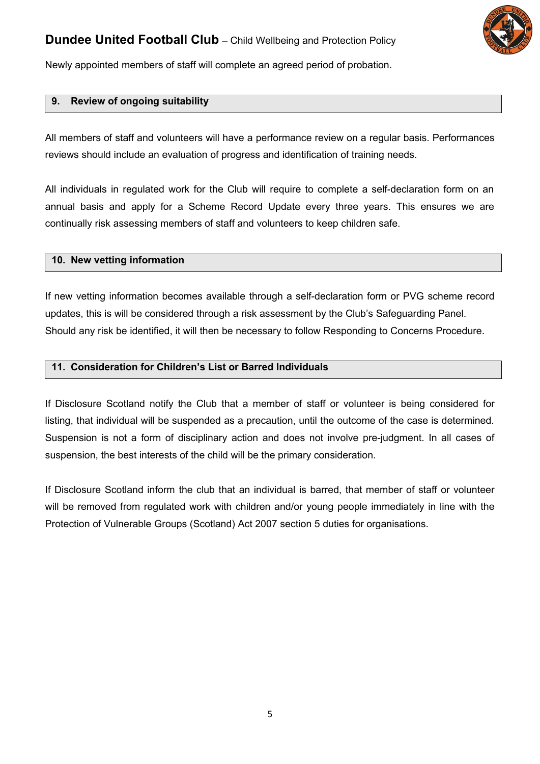Newly appointed members of staff will complete an agreed period of probation.

## 9. Review of ongoing suitability

All members of staff and volunteers will have a performance review on a regular basis. Performances reviews should include an evaluation of progress and identification of training needs.

All individuals in regulated work for the Club will require to complete a self-declaration form on an annual basis and apply for a Scheme Record Update every three years. This ensures we are continually risk assessing members of staff and volunteers to keep children safe.

## 10. New vetting information

If new vetting information becomes available through a self-declaration form or PVG scheme record updates, this is will be considered through a risk assessment by the Club's Safeguarding Panel. Should any risk be identified, it will then be necessary to follow Responding to Concerns Procedure.

## 11. Consideration for Children's List or Barred Individuals

If Disclosure Scotland notify the Club that a member of staff or volunteer is being considered for listing, that individual will be suspended as a precaution, until the outcome of the case is determined. Suspension is not a form of disciplinary action and does not involve pre-judgment. In all cases of suspension, the best interests of the child will be the primary consideration.

If Disclosure Scotland inform the club that an individual is barred, that member of staff or volunteer will be removed from regulated work with children and/or young people immediately in line with the Protection of Vulnerable Groups (Scotland) Act 2007 section 5 duties for organisations.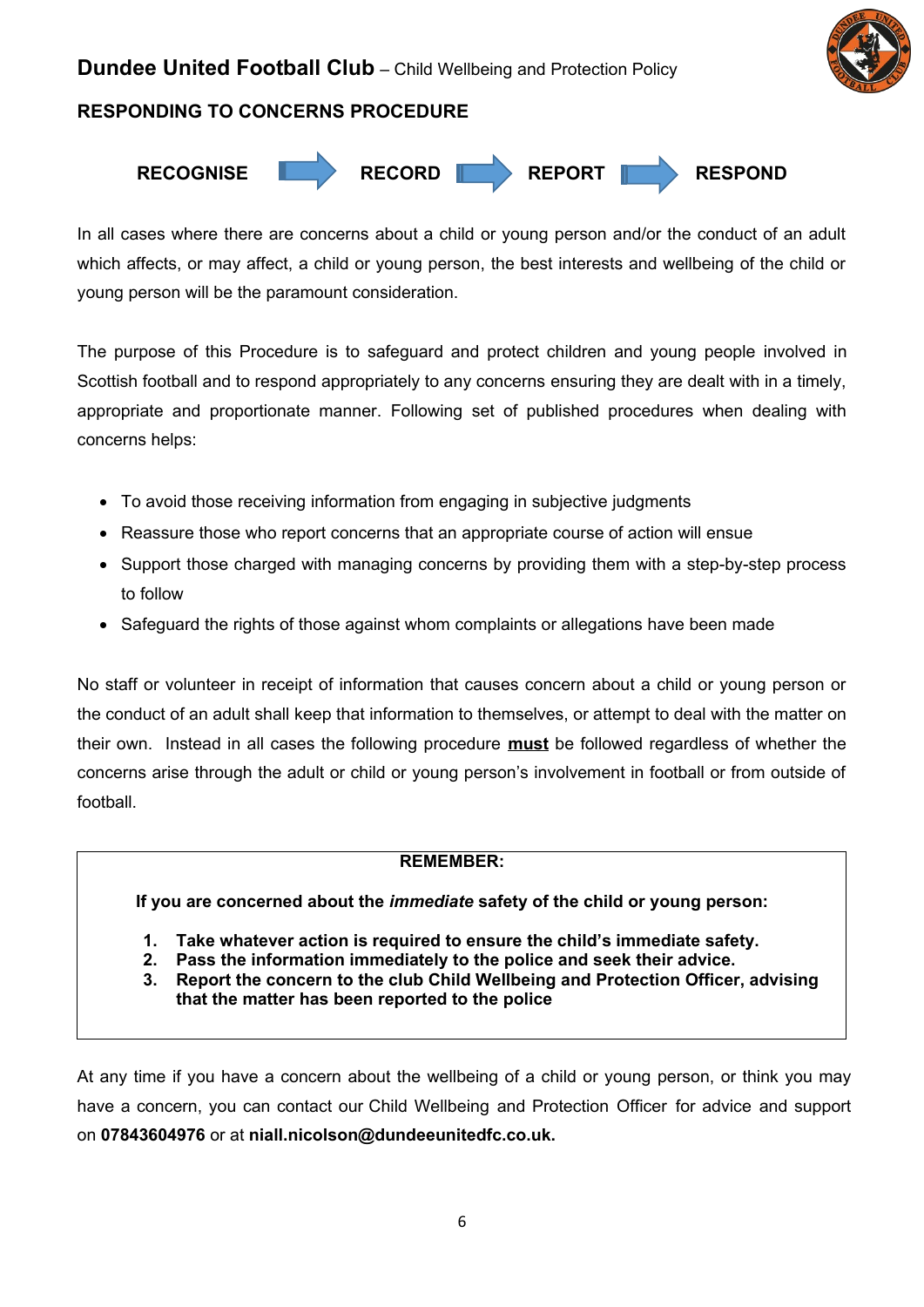## RESPONDING TO CONCERNS PROCEDURE

**RECOGNISE → RECORD → REPORT → RESPOND**

In all cases where there are concerns about a child or young person and/or the conduct of an adult which affects, or may affect, a child or young person, the best interests and wellbeing of the child or young person will be the paramount consideration.

The purpose of this Procedure is to safeguard and protect children and young people involved in Scottish football and to respond appropriately to any concerns ensuring they are dealt with in a timely, appropriate and proportionate manner. Following set of published procedures when dealing with concerns helps:

- To avoid those receiving information from engaging in subjective judgments
- Reassure those who report concerns that an appropriate course of action will ensue
- Support those charged with managing concerns by providing them with a step-by-step process to follow
- Safeguard the rights of those against whom complaints or allegations have been made

No staff or volunteer in receipt of information that causes concern about a child or young person or the conduct of an adult shall keep that information to themselves, or attempt to deal with the matter on their own. Instead in all cases the following procedure **must** be followed regardless of whether the concerns arise through the adult or child or young person's involvement in football or from outside of football.

> **REMEMBER:**
>
> **If you are concerned about the *immediate* safety of the child or young person:**
>
> 1. **Take whatever action is required to ensure the child's immediate safety.**
> 2. **Pass the information immediately to the police and seek their advice.**
> 3. **Report the concern to the club Child Wellbeing and Protection Officer, advising that the matter has been reported to the police**

At any time if you have a concern about the wellbeing of a child or young person, or think you may have a concern, you can contact our Child Wellbeing and Protection Officer for advice and support on **07843604976** or at **niall.nicolson@dundeeunitedfc.co.uk.**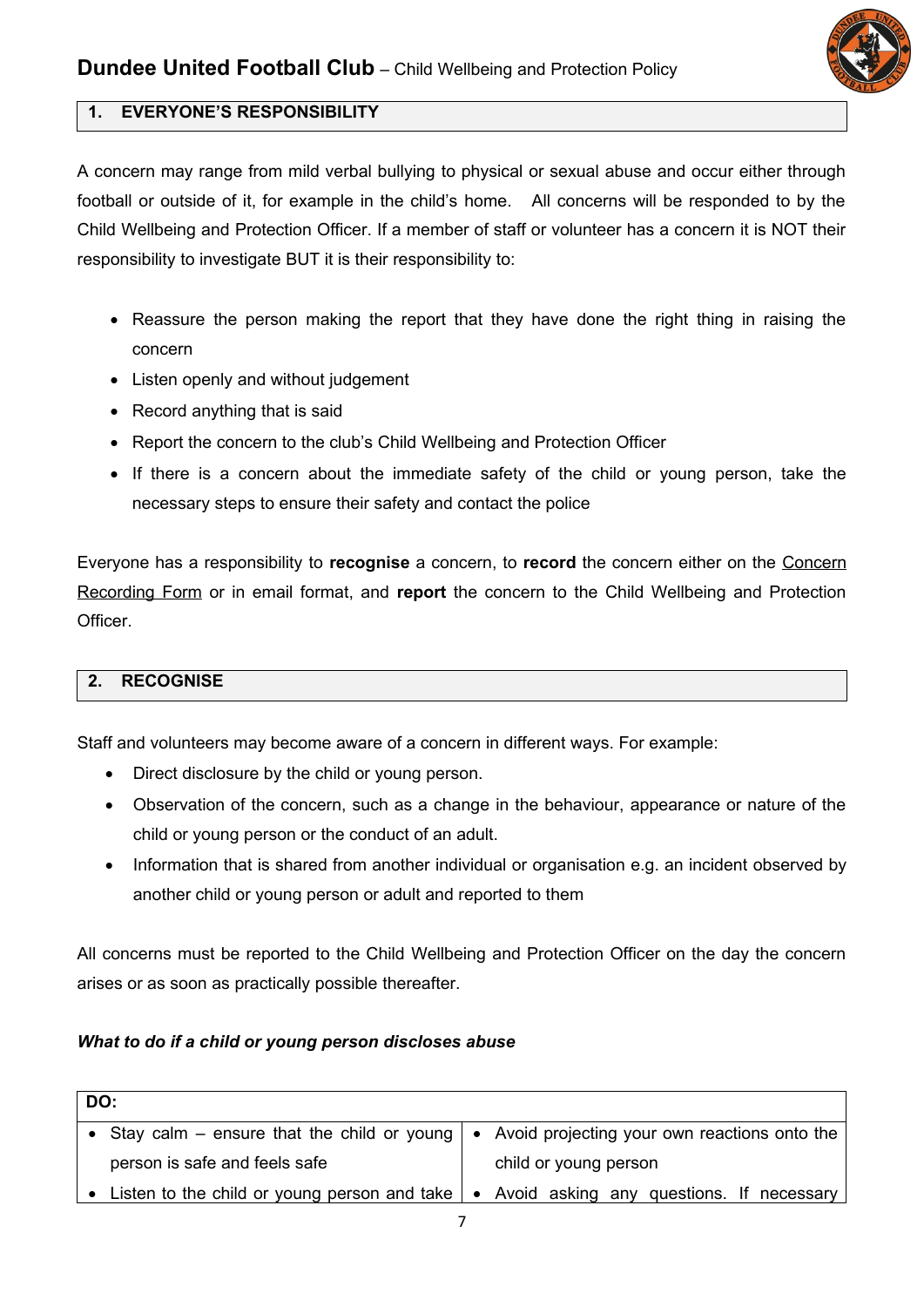## 1. EVERYONE'S RESPONSIBILITY

A concern may range from mild verbal bullying to physical or sexual abuse and occur either through football or outside of it, for example in the child's home. All concerns will be responded to by the Child Wellbeing and Protection Officer. If a member of staff or volunteer has a concern it is NOT their responsibility to investigate BUT it is their responsibility to:

- Reassure the person making the report that they have done the right thing in raising the concern
- Listen openly and without judgement
- Record anything that is said
- Report the concern to the club's Child Wellbeing and Protection Officer
- If there is a concern about the immediate safety of the child or young person, take the necessary steps to ensure their safety and contact the police

Everyone has a responsibility to **recognise** a concern, to **record** the concern either on the Concern Recording Form or in email format, and **report** the concern to the Child Wellbeing and Protection Officer.

## 2. RECOGNISE

Staff and volunteers may become aware of a concern in different ways. For example:

- Direct disclosure by the child or young person.
- Observation of the concern, such as a change in the behaviour, appearance or nature of the child or young person or the conduct of an adult.
- Information that is shared from another individual or organisation e.g. an incident observed by another child or young person or adult and reported to them

All concerns must be reported to the Child Wellbeing and Protection Officer on the day the concern arises or as soon as practically possible thereafter.

***What to do if a child or young person discloses abuse***

| DO: | |
|---|---|
| • Stay calm – ensure that the child or young person is safe and feels safe<br>• Listen to the child or young person and take | • Avoid projecting your own reactions onto the child or young person<br>• Avoid asking any questions. If necessary |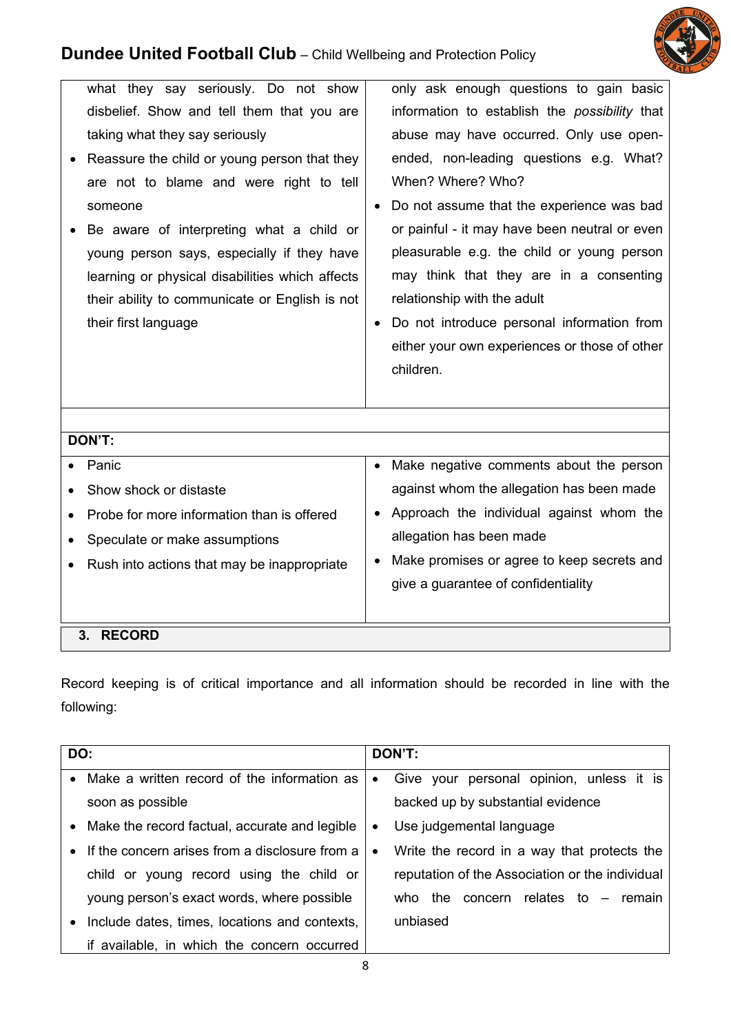| | |
|---|---|
| what they say seriously. Do not show disbelief. Show and tell them that you are taking what they say seriously<br>• Reassure the child or young person that they are not to blame and were right to tell someone<br>• Be aware of interpreting what a child or young person says, especially if they have learning or physical disabilities which affects their ability to communicate or English is not their first language | only ask enough questions to gain basic information to establish the *possibility* that abuse may have occurred. Only use open-ended, non-leading questions e.g. What? When? Where? Who?<br>• Do not assume that the experience was bad or painful - it may have been neutral or even pleasurable e.g. the child or young person may think that they are in a consenting relationship with the adult<br>• Do not introduce personal information from either your own experiences or those of other children. |

| **DON'T:** | |
|---|---|
| • Panic<br>• Show shock or distaste<br>• Probe for more information than is offered<br>• Speculate or make assumptions<br>• Rush into actions that may be inappropriate | • Make negative comments about the person against whom the allegation has been made<br>• Approach the individual against whom the allegation has been made<br>• Make promises or agree to keep secrets and give a guarantee of confidentiality |

## 3. RECORD

Record keeping is of critical importance and all information should be recorded in line with the following:

| DO: | DON'T: |
|---|---|
| • Make a written record of the information as soon as possible<br>• Make the record factual, accurate and legible<br>• If the concern arises from a disclosure from a child or young record using the child or young person's exact words, where possible<br>• Include dates, times, locations and contexts, if available, in which the concern occurred | • Give your personal opinion, unless it is backed up by substantial evidence<br>• Use judgemental language<br>• Write the record in a way that protects the reputation of the Association or the individual who the concern relates to – remain unbiased |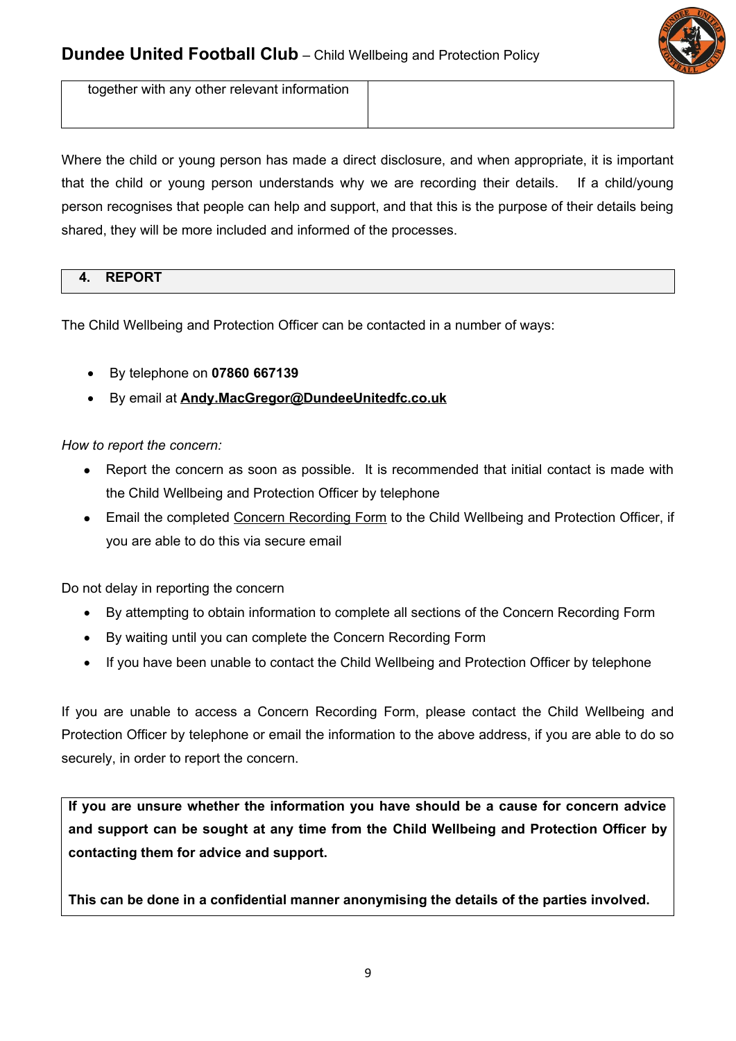| together with any other relevant information | |
|---|---|

Where the child or young person has made a direct disclosure, and when appropriate, it is important that the child or young person understands why we are recording their details. If a child/young person recognises that people can help and support, and that this is the purpose of their details being shared, they will be more included and informed of the processes.

## 4. REPORT

The Child Wellbeing and Protection Officer can be contacted in a number of ways:

- By telephone on **07860 667139**
- By email at **Andy.MacGregor@DundeeUnitedfc.co.uk**

*How to report the concern:*

- Report the concern as soon as possible. It is recommended that initial contact is made with the Child Wellbeing and Protection Officer by telephone
- Email the completed Concern Recording Form to the Child Wellbeing and Protection Officer, if you are able to do this via secure email

Do not delay in reporting the concern

- By attempting to obtain information to complete all sections of the Concern Recording Form
- By waiting until you can complete the Concern Recording Form
- If you have been unable to contact the Child Wellbeing and Protection Officer by telephone

If you are unable to access a Concern Recording Form, please contact the Child Wellbeing and Protection Officer by telephone or email the information to the above address, if you are able to do so securely, in order to report the concern.

**If you are unsure whether the information you have should be a cause for concern advice and support can be sought at any time from the Child Wellbeing and Protection Officer by contacting them for advice and support.**

**This can be done in a confidential manner anonymising the details of the parties involved.**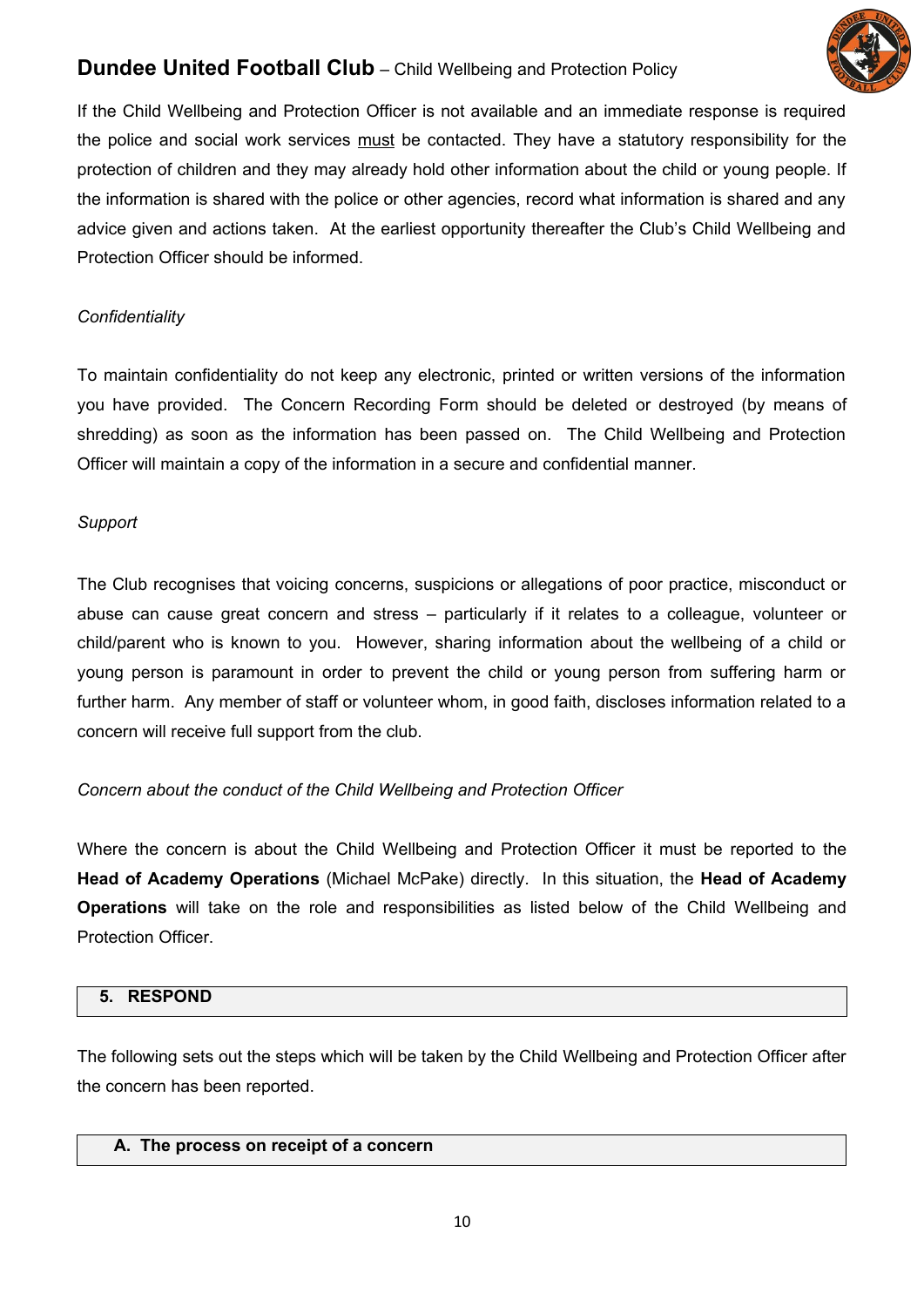If the Child Wellbeing and Protection Officer is not available and an immediate response is required the police and social work services must be contacted. They have a statutory responsibility for the protection of children and they may already hold other information about the child or young people. If the information is shared with the police or other agencies, record what information is shared and any advice given and actions taken. At the earliest opportunity thereafter the Club's Child Wellbeing and Protection Officer should be informed.

*Confidentiality*

To maintain confidentiality do not keep any electronic, printed or written versions of the information you have provided. The Concern Recording Form should be deleted or destroyed (by means of shredding) as soon as the information has been passed on. The Child Wellbeing and Protection Officer will maintain a copy of the information in a secure and confidential manner.

*Support*

The Club recognises that voicing concerns, suspicions or allegations of poor practice, misconduct or abuse can cause great concern and stress – particularly if it relates to a colleague, volunteer or child/parent who is known to you. However, sharing information about the wellbeing of a child or young person is paramount in order to prevent the child or young person from suffering harm or further harm. Any member of staff or volunteer whom, in good faith, discloses information related to a concern will receive full support from the club.

*Concern about the conduct of the Child Wellbeing and Protection Officer*

Where the concern is about the Child Wellbeing and Protection Officer it must be reported to the **Head of Academy Operations** (Michael McPake) directly. In this situation, the **Head of Academy Operations** will take on the role and responsibilities as listed below of the Child Wellbeing and Protection Officer.

## 5. RESPOND

The following sets out the steps which will be taken by the Child Wellbeing and Protection Officer after the concern has been reported.

### A. The process on receipt of a concern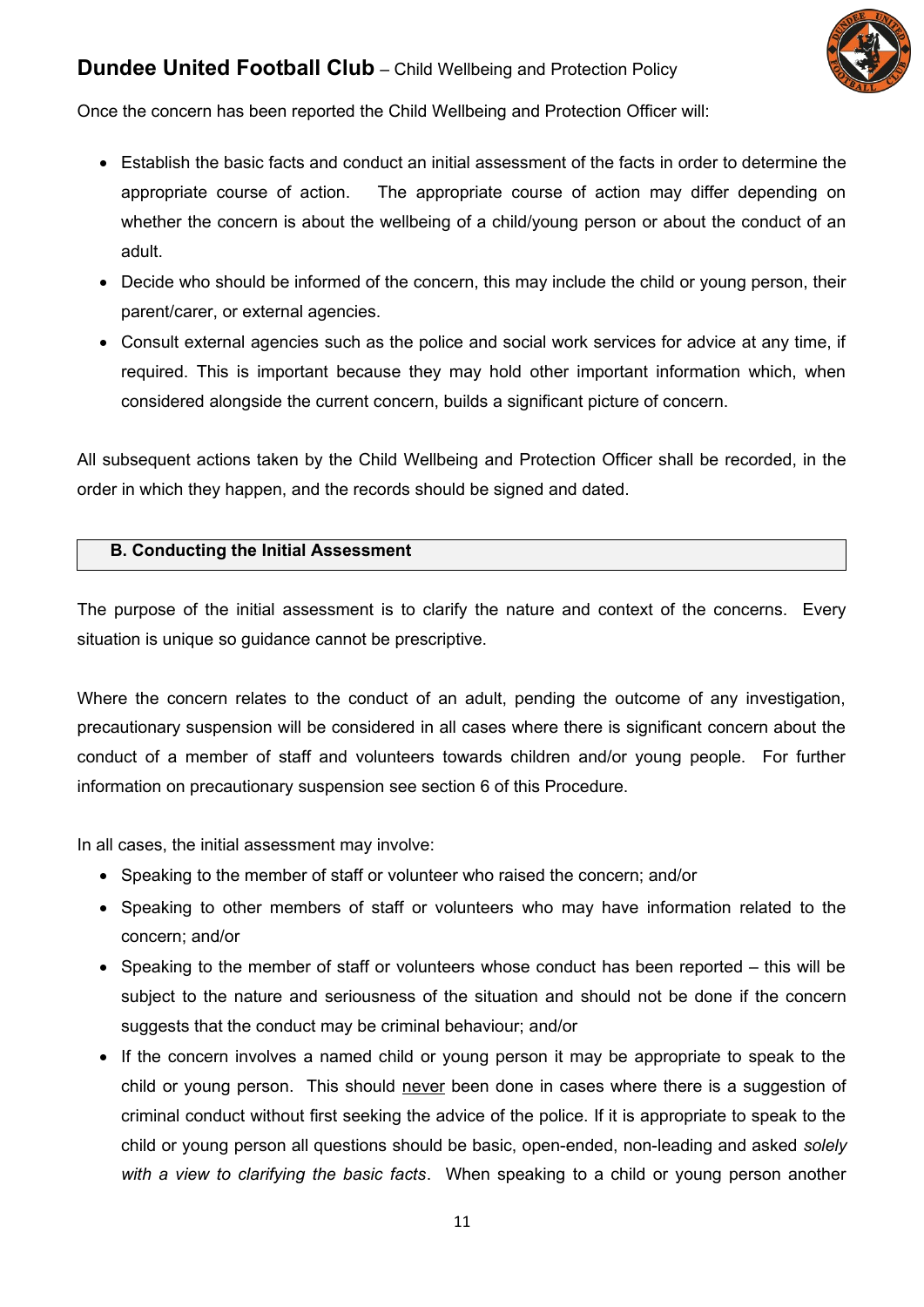Once the concern has been reported the Child Wellbeing and Protection Officer will:

- Establish the basic facts and conduct an initial assessment of the facts in order to determine the appropriate course of action. The appropriate course of action may differ depending on whether the concern is about the wellbeing of a child/young person or about the conduct of an adult.
- Decide who should be informed of the concern, this may include the child or young person, their parent/carer, or external agencies.
- Consult external agencies such as the police and social work services for advice at any time, if required. This is important because they may hold other important information which, when considered alongside the current concern, builds a significant picture of concern.

All subsequent actions taken by the Child Wellbeing and Protection Officer shall be recorded, in the order in which they happen, and the records should be signed and dated.

### B. Conducting the Initial Assessment

The purpose of the initial assessment is to clarify the nature and context of the concerns. Every situation is unique so guidance cannot be prescriptive.

Where the concern relates to the conduct of an adult, pending the outcome of any investigation, precautionary suspension will be considered in all cases where there is significant concern about the conduct of a member of staff and volunteers towards children and/or young people. For further information on precautionary suspension see section 6 of this Procedure.

In all cases, the initial assessment may involve:

- Speaking to the member of staff or volunteer who raised the concern; and/or
- Speaking to other members of staff or volunteers who may have information related to the concern; and/or
- Speaking to the member of staff or volunteers whose conduct has been reported – this will be subject to the nature and seriousness of the situation and should not be done if the concern suggests that the conduct may be criminal behaviour; and/or
- If the concern involves a named child or young person it may be appropriate to speak to the child or young person. This should <u>never</u> been done in cases where there is a suggestion of criminal conduct without first seeking the advice of the police. If it is appropriate to speak to the child or young person all questions should be basic, open-ended, non-leading and asked *solely with a view to clarifying the basic facts*. When speaking to a child or young person another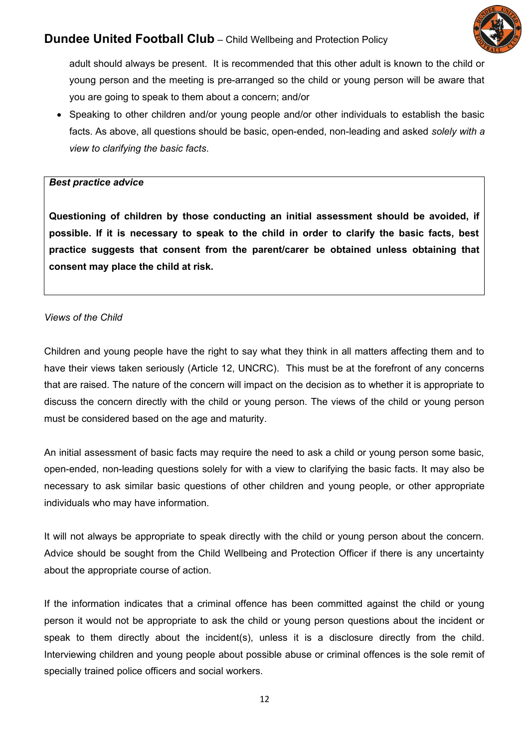adult should always be present. It is recommended that this other adult is known to the child or young person and the meeting is pre-arranged so the child or young person will be aware that you are going to speak to them about a concern; and/or

- Speaking to other children and/or young people and/or other individuals to establish the basic facts. As above, all questions should be basic, open-ended, non-leading and asked *solely with a view to clarifying the basic facts*.

> ***Best practice advice***
>
> **Questioning of children by those conducting an initial assessment should be avoided, if possible. If it is necessary to speak to the child in order to clarify the basic facts, best practice suggests that consent from the parent/carer be obtained unless obtaining that consent may place the child at risk.**

*Views of the Child*

Children and young people have the right to say what they think in all matters affecting them and to have their views taken seriously (Article 12, UNCRC). This must be at the forefront of any concerns that are raised. The nature of the concern will impact on the decision as to whether it is appropriate to discuss the concern directly with the child or young person. The views of the child or young person must be considered based on the age and maturity.

An initial assessment of basic facts may require the need to ask a child or young person some basic, open-ended, non-leading questions solely for with a view to clarifying the basic facts. It may also be necessary to ask similar basic questions of other children and young people, or other appropriate individuals who may have information.

It will not always be appropriate to speak directly with the child or young person about the concern. Advice should be sought from the Child Wellbeing and Protection Officer if there is any uncertainty about the appropriate course of action.

If the information indicates that a criminal offence has been committed against the child or young person it would not be appropriate to ask the child or young person questions about the incident or speak to them directly about the incident(s), unless it is a disclosure directly from the child. Interviewing children and young people about possible abuse or criminal offences is the sole remit of specially trained police officers and social workers.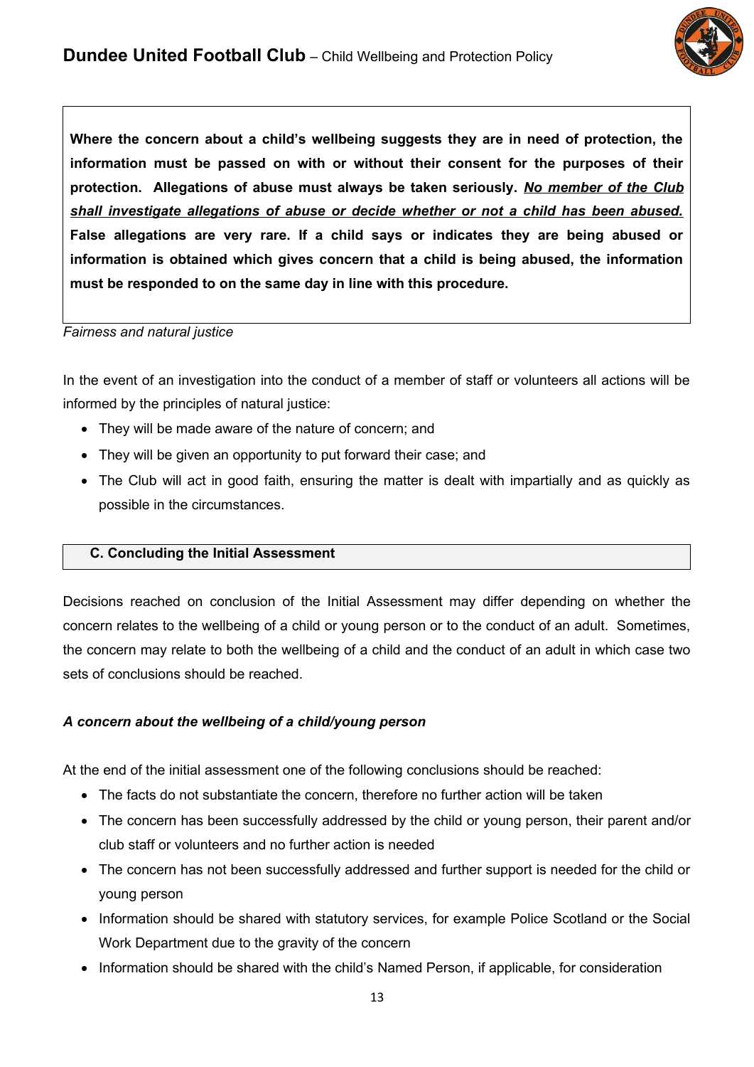**Where the concern about a child's wellbeing suggests they are in need of protection, the information must be passed on with or without their consent for the purposes of their protection. Allegations of abuse must always be taken seriously. _No member of the Club shall investigate allegations of abuse or decide whether or not a child has been abused._ False allegations are very rare. If a child says or indicates they are being abused or information is obtained which gives concern that a child is being abused, the information must be responded to on the same day in line with this procedure.**

*Fairness and natural justice*

In the event of an investigation into the conduct of a member of staff or volunteers all actions will be informed by the principles of natural justice:

- They will be made aware of the nature of concern; and
- They will be given an opportunity to put forward their case; and
- The Club will act in good faith, ensuring the matter is dealt with impartially and as quickly as possible in the circumstances.

## C. Concluding the Initial Assessment

Decisions reached on conclusion of the Initial Assessment may differ depending on whether the concern relates to the wellbeing of a child or young person or to the conduct of an adult. Sometimes, the concern may relate to both the wellbeing of a child and the conduct of an adult in which case two sets of conclusions should be reached.

***A concern about the wellbeing of a child/young person***

At the end of the initial assessment one of the following conclusions should be reached:

- The facts do not substantiate the concern, therefore no further action will be taken
- The concern has been successfully addressed by the child or young person, their parent and/or club staff or volunteers and no further action is needed
- The concern has not been successfully addressed and further support is needed for the child or young person
- Information should be shared with statutory services, for example Police Scotland or the Social Work Department due to the gravity of the concern
- Information should be shared with the child's Named Person, if applicable, for consideration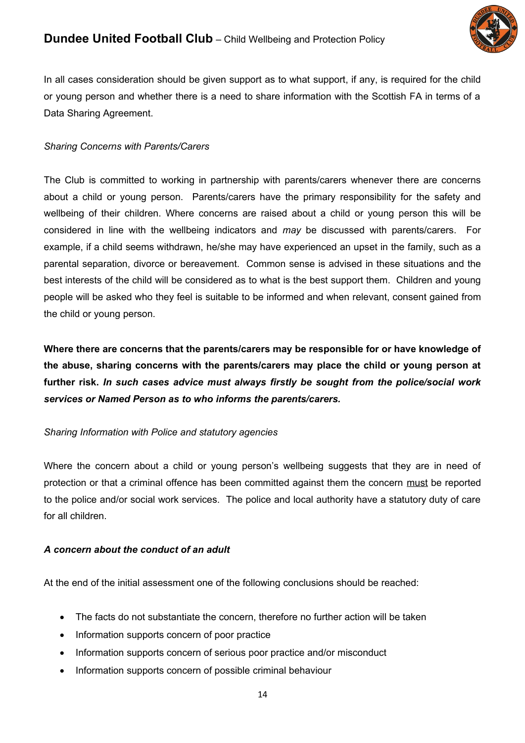In all cases consideration should be given support as to what support, if any, is required for the child or young person and whether there is a need to share information with the Scottish FA in terms of a Data Sharing Agreement.

*Sharing Concerns with Parents/Carers*

The Club is committed to working in partnership with parents/carers whenever there are concerns about a child or young person. Parents/carers have the primary responsibility for the safety and wellbeing of their children. Where concerns are raised about a child or young person this will be considered in line with the wellbeing indicators and *may* be discussed with parents/carers. For example, if a child seems withdrawn, he/she may have experienced an upset in the family, such as a parental separation, divorce or bereavement. Common sense is advised in these situations and the best interests of the child will be considered as to what is the best support them. Children and young people will be asked who they feel is suitable to be informed and when relevant, consent gained from the child or young person.

**Where there are concerns that the parents/carers may be responsible for or have knowledge of the abuse, sharing concerns with the parents/carers may place the child or young person at further risk. *In such cases advice must always firstly be sought from the police/social work services or Named Person as to who informs the parents/carers.***

*Sharing Information with Police and statutory agencies*

Where the concern about a child or young person's wellbeing suggests that they are in need of protection or that a criminal offence has been committed against them the concern <u>must</u> be reported to the police and/or social work services. The police and local authority have a statutory duty of care for all children.

***A concern about the conduct of an adult***

At the end of the initial assessment one of the following conclusions should be reached:

- The facts do not substantiate the concern, therefore no further action will be taken
- Information supports concern of poor practice
- Information supports concern of serious poor practice and/or misconduct
- Information supports concern of possible criminal behaviour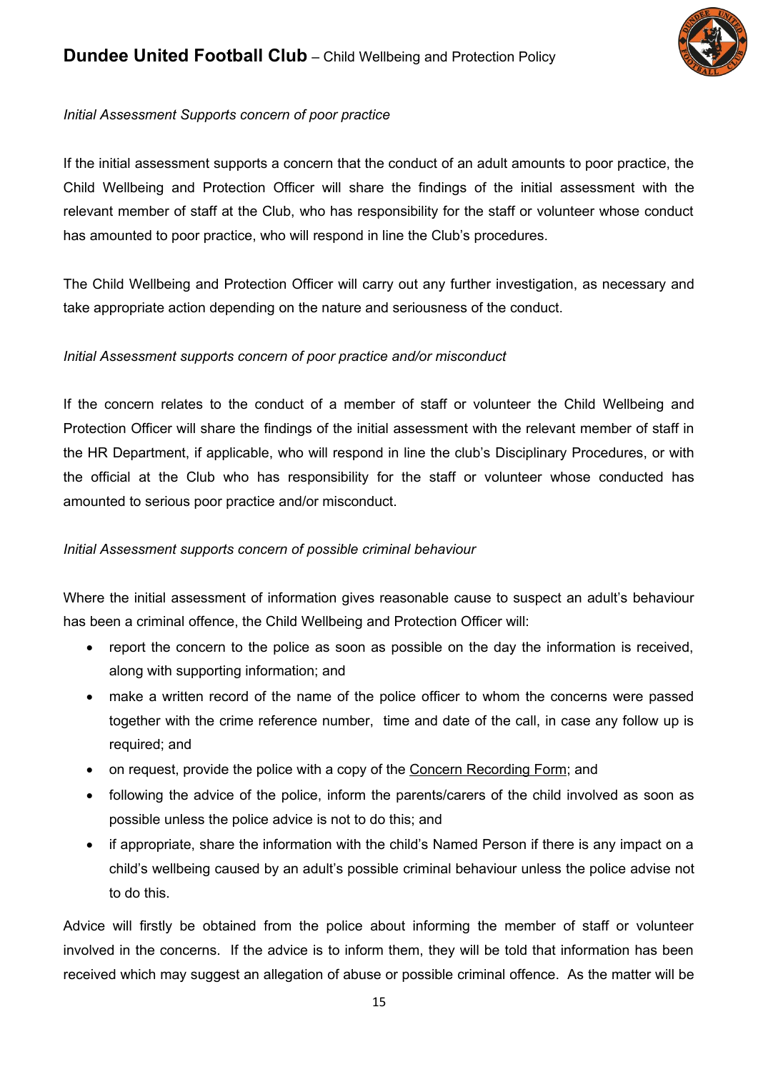*Initial Assessment Supports concern of poor practice*

If the initial assessment supports a concern that the conduct of an adult amounts to poor practice, the Child Wellbeing and Protection Officer will share the findings of the initial assessment with the relevant member of staff at the Club, who has responsibility for the staff or volunteer whose conduct has amounted to poor practice, who will respond in line the Club's procedures.

The Child Wellbeing and Protection Officer will carry out any further investigation, as necessary and take appropriate action depending on the nature and seriousness of the conduct.

*Initial Assessment supports concern of poor practice and/or misconduct*

If the concern relates to the conduct of a member of staff or volunteer the Child Wellbeing and Protection Officer will share the findings of the initial assessment with the relevant member of staff in the HR Department, if applicable, who will respond in line the club's Disciplinary Procedures, or with the official at the Club who has responsibility for the staff or volunteer whose conducted has amounted to serious poor practice and/or misconduct.

*Initial Assessment supports concern of possible criminal behaviour*

Where the initial assessment of information gives reasonable cause to suspect an adult's behaviour has been a criminal offence, the Child Wellbeing and Protection Officer will:

- report the concern to the police as soon as possible on the day the information is received, along with supporting information; and
- make a written record of the name of the police officer to whom the concerns were passed together with the crime reference number, time and date of the call, in case any follow up is required; and
- on request, provide the police with a copy of the Concern Recording Form; and
- following the advice of the police, inform the parents/carers of the child involved as soon as possible unless the police advice is not to do this; and
- if appropriate, share the information with the child's Named Person if there is any impact on a child's wellbeing caused by an adult's possible criminal behaviour unless the police advise not to do this.

Advice will firstly be obtained from the police about informing the member of staff or volunteer involved in the concerns. If the advice is to inform them, they will be told that information has been received which may suggest an allegation of abuse or possible criminal offence. As the matter will be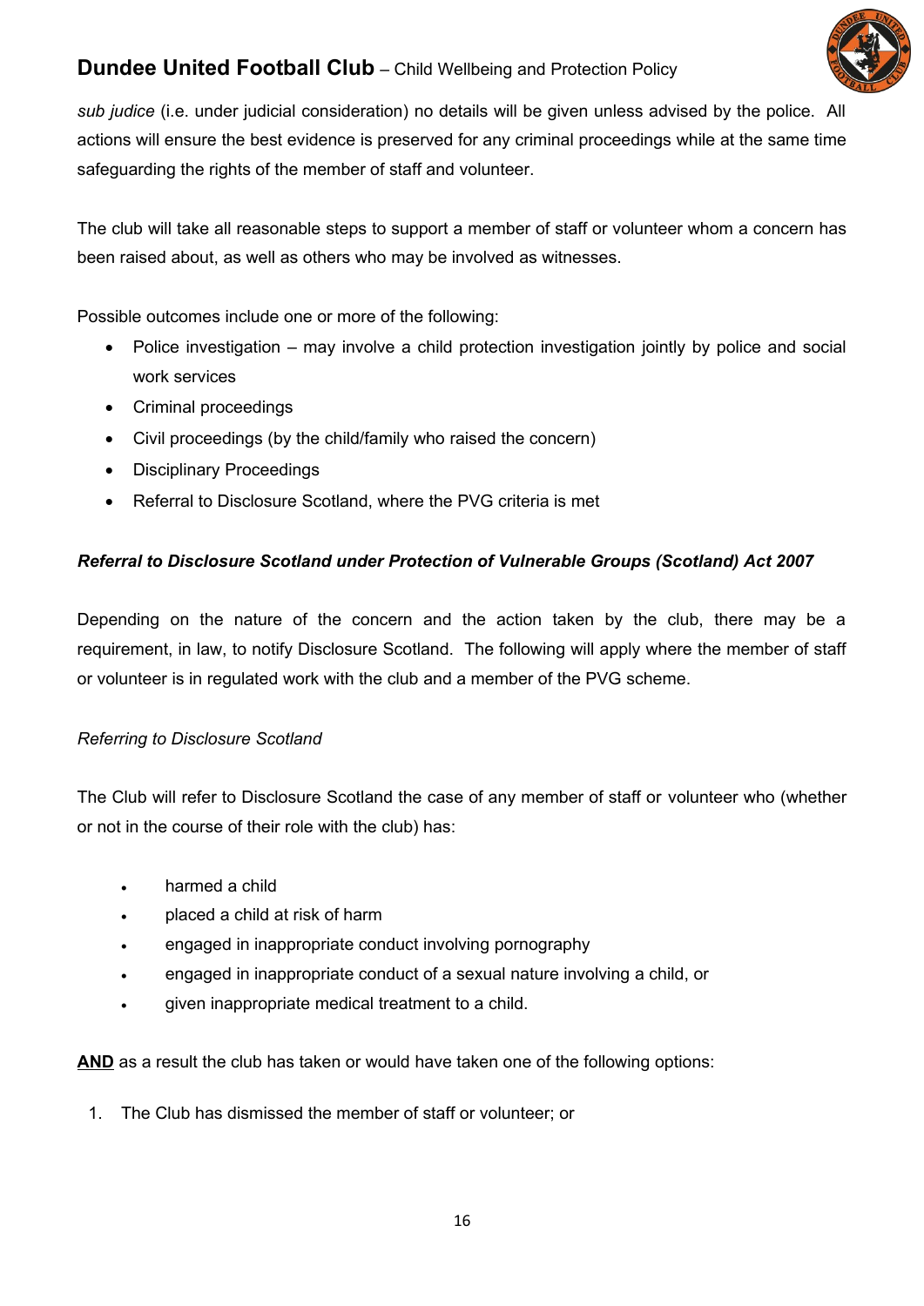*sub judice* (i.e. under judicial consideration) no details will be given unless advised by the police. All actions will ensure the best evidence is preserved for any criminal proceedings while at the same time safeguarding the rights of the member of staff and volunteer.

The club will take all reasonable steps to support a member of staff or volunteer whom a concern has been raised about, as well as others who may be involved as witnesses.

Possible outcomes include one or more of the following:

- Police investigation – may involve a child protection investigation jointly by police and social work services
- Criminal proceedings
- Civil proceedings (by the child/family who raised the concern)
- Disciplinary Proceedings
- Referral to Disclosure Scotland, where the PVG criteria is met

***Referral to Disclosure Scotland under Protection of Vulnerable Groups (Scotland) Act 2007***

Depending on the nature of the concern and the action taken by the club, there may be a requirement, in law, to notify Disclosure Scotland. The following will apply where the member of staff or volunteer is in regulated work with the club and a member of the PVG scheme.

*Referring to Disclosure Scotland*

The Club will refer to Disclosure Scotland the case of any member of staff or volunteer who (whether or not in the course of their role with the club) has:

- harmed a child
- placed a child at risk of harm
- engaged in inappropriate conduct involving pornography
- engaged in inappropriate conduct of a sexual nature involving a child, or
- given inappropriate medical treatment to a child.

**AND** as a result the club has taken or would have taken one of the following options:

1. The Club has dismissed the member of staff or volunteer; or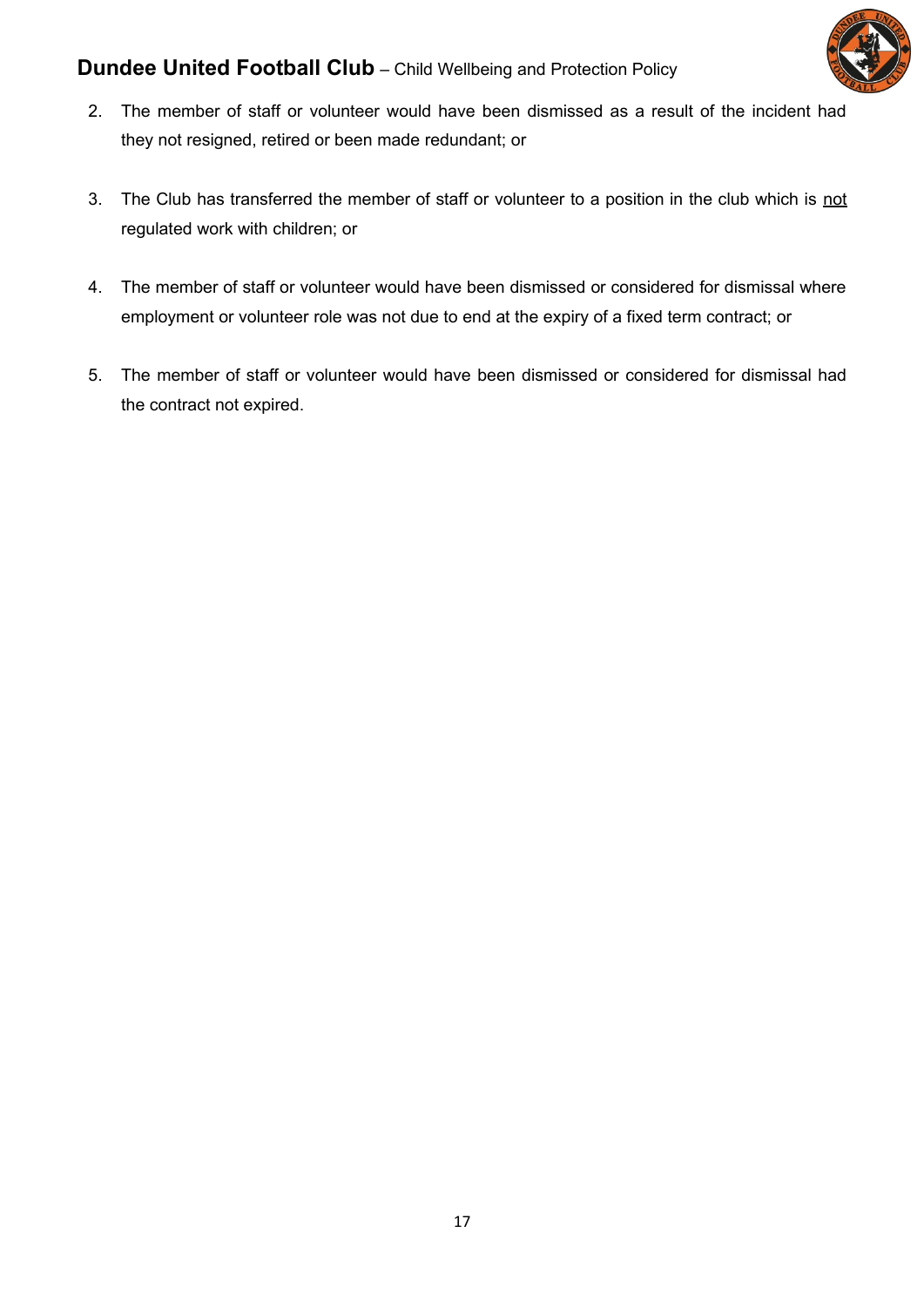2. The member of staff or volunteer would have been dismissed as a result of the incident had they not resigned, retired or been made redundant; or

3. The Club has transferred the member of staff or volunteer to a position in the club which is <u>not</u> regulated work with children; or

4. The member of staff or volunteer would have been dismissed or considered for dismissal where employment or volunteer role was not due to end at the expiry of a fixed term contract; or

5. The member of staff or volunteer would have been dismissed or considered for dismissal had the contract not expired.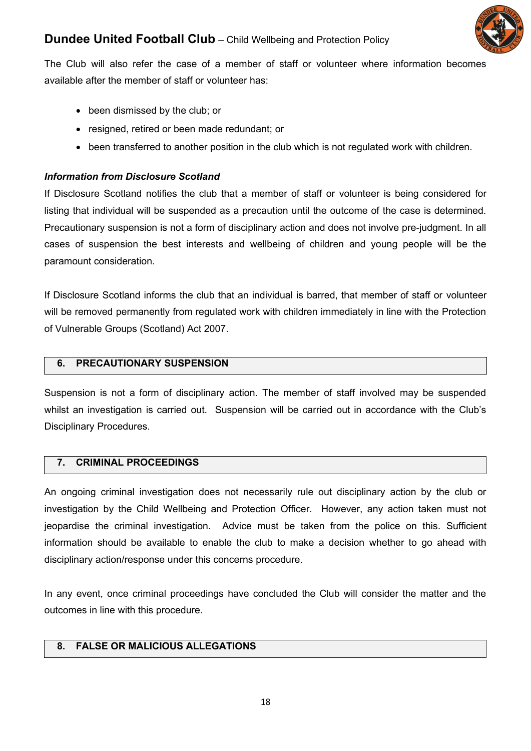The Club will also refer the case of a member of staff or volunteer where information becomes available after the member of staff or volunteer has:

- been dismissed by the club; or
- resigned, retired or been made redundant; or
- been transferred to another position in the club which is not regulated work with children.

***Information from Disclosure Scotland***

If Disclosure Scotland notifies the club that a member of staff or volunteer is being considered for listing that individual will be suspended as a precaution until the outcome of the case is determined. Precautionary suspension is not a form of disciplinary action and does not involve pre-judgment. In all cases of suspension the best interests and wellbeing of children and young people will be the paramount consideration.

If Disclosure Scotland informs the club that an individual is barred, that member of staff or volunteer will be removed permanently from regulated work with children immediately in line with the Protection of Vulnerable Groups (Scotland) Act 2007.

## 6. PRECAUTIONARY SUSPENSION

Suspension is not a form of disciplinary action. The member of staff involved may be suspended whilst an investigation is carried out. Suspension will be carried out in accordance with the Club's Disciplinary Procedures.

## 7. CRIMINAL PROCEEDINGS

An ongoing criminal investigation does not necessarily rule out disciplinary action by the club or investigation by the Child Wellbeing and Protection Officer. However, any action taken must not jeopardise the criminal investigation. Advice must be taken from the police on this. Sufficient information should be available to enable the club to make a decision whether to go ahead with disciplinary action/response under this concerns procedure.

In any event, once criminal proceedings have concluded the Club will consider the matter and the outcomes in line with this procedure.

## 8. FALSE OR MALICIOUS ALLEGATIONS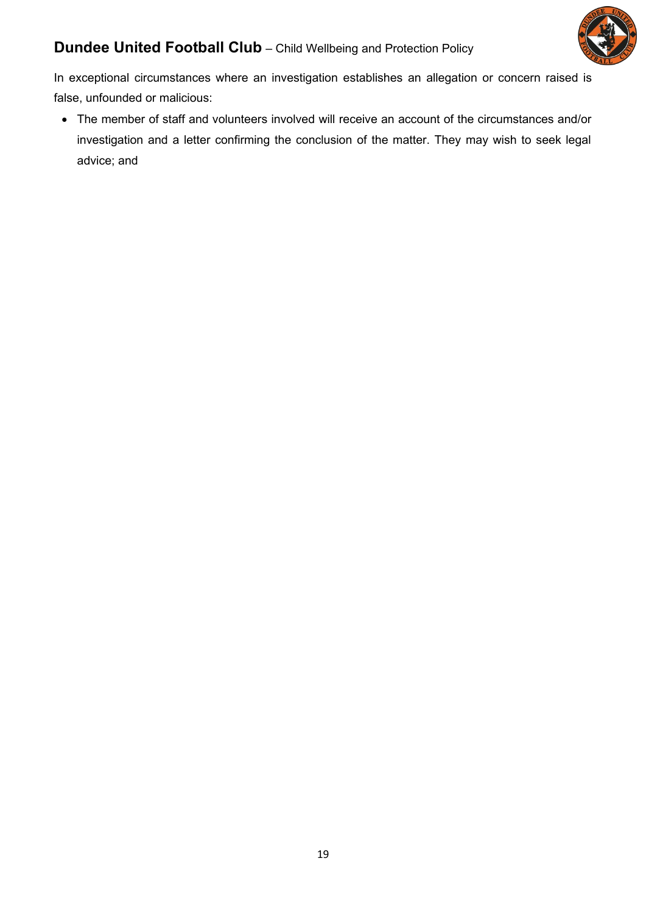In exceptional circumstances where an investigation establishes an allegation or concern raised is false, unfounded or malicious:

- The member of staff and volunteers involved will receive an account of the circumstances and/or investigation and a letter confirming the conclusion of the matter. They may wish to seek legal advice; and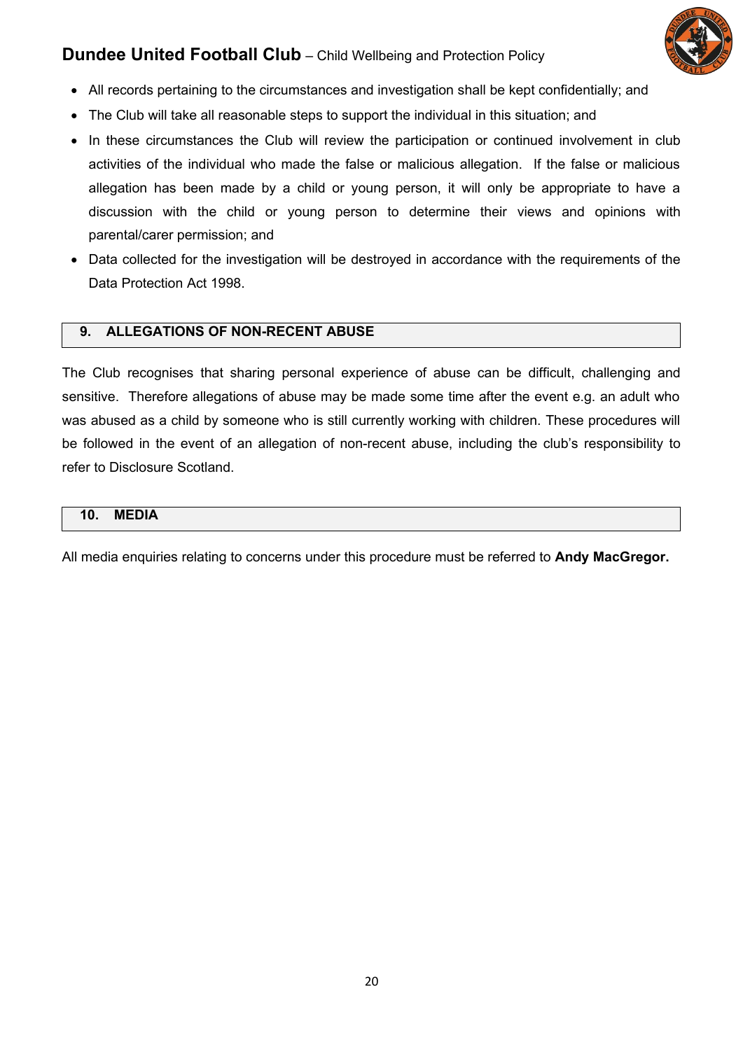- All records pertaining to the circumstances and investigation shall be kept confidentially; and
- The Club will take all reasonable steps to support the individual in this situation; and
- In these circumstances the Club will review the participation or continued involvement in club activities of the individual who made the false or malicious allegation. If the false or malicious allegation has been made by a child or young person, it will only be appropriate to have a discussion with the child or young person to determine their views and opinions with parental/carer permission; and
- Data collected for the investigation will be destroyed in accordance with the requirements of the Data Protection Act 1998.

## 9. ALLEGATIONS OF NON-RECENT ABUSE

The Club recognises that sharing personal experience of abuse can be difficult, challenging and sensitive. Therefore allegations of abuse may be made some time after the event e.g. an adult who was abused as a child by someone who is still currently working with children. These procedures will be followed in the event of an allegation of non-recent abuse, including the club's responsibility to refer to Disclosure Scotland.

## 10. MEDIA

All media enquiries relating to concerns under this procedure must be referred to **Andy MacGregor.**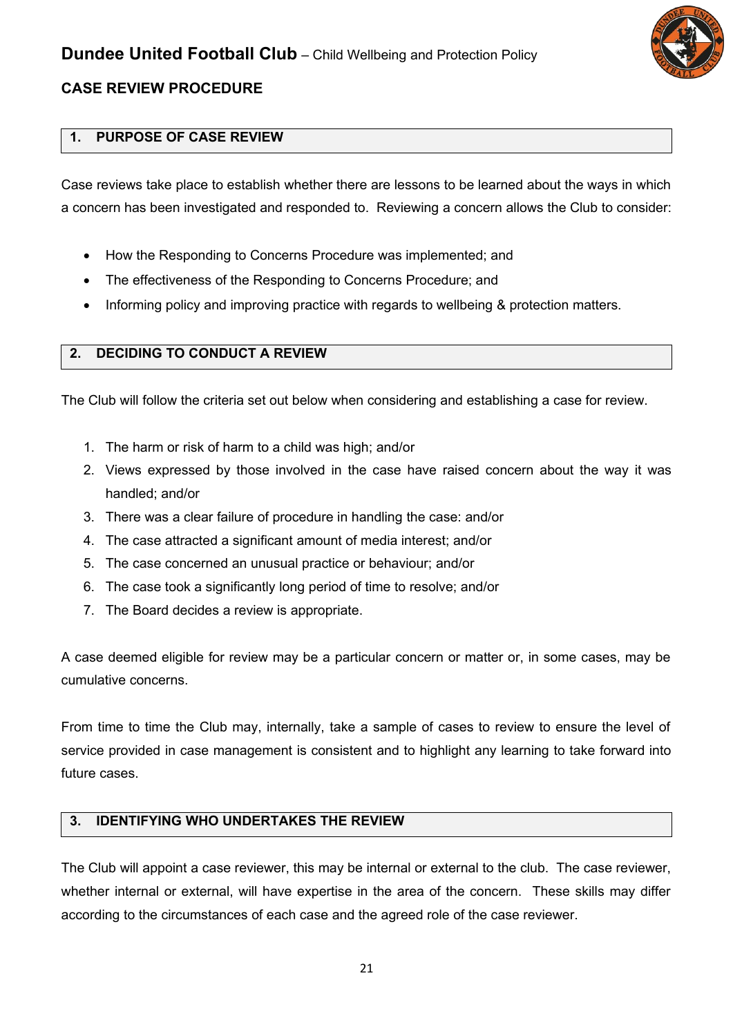## CASE REVIEW PROCEDURE

### 1. PURPOSE OF CASE REVIEW

Case reviews take place to establish whether there are lessons to be learned about the ways in which a concern has been investigated and responded to. Reviewing a concern allows the Club to consider:

- How the Responding to Concerns Procedure was implemented; and
- The effectiveness of the Responding to Concerns Procedure; and
- Informing policy and improving practice with regards to wellbeing & protection matters.

### 2. DECIDING TO CONDUCT A REVIEW

The Club will follow the criteria set out below when considering and establishing a case for review.

1. The harm or risk of harm to a child was high; and/or
2. Views expressed by those involved in the case have raised concern about the way it was handled; and/or
3. There was a clear failure of procedure in handling the case: and/or
4. The case attracted a significant amount of media interest; and/or
5. The case concerned an unusual practice or behaviour; and/or
6. The case took a significantly long period of time to resolve; and/or
7. The Board decides a review is appropriate.

A case deemed eligible for review may be a particular concern or matter or, in some cases, may be cumulative concerns.

From time to time the Club may, internally, take a sample of cases to review to ensure the level of service provided in case management is consistent and to highlight any learning to take forward into future cases.

### 3. IDENTIFYING WHO UNDERTAKES THE REVIEW

The Club will appoint a case reviewer, this may be internal or external to the club. The case reviewer, whether internal or external, will have expertise in the area of the concern. These skills may differ according to the circumstances of each case and the agreed role of the case reviewer.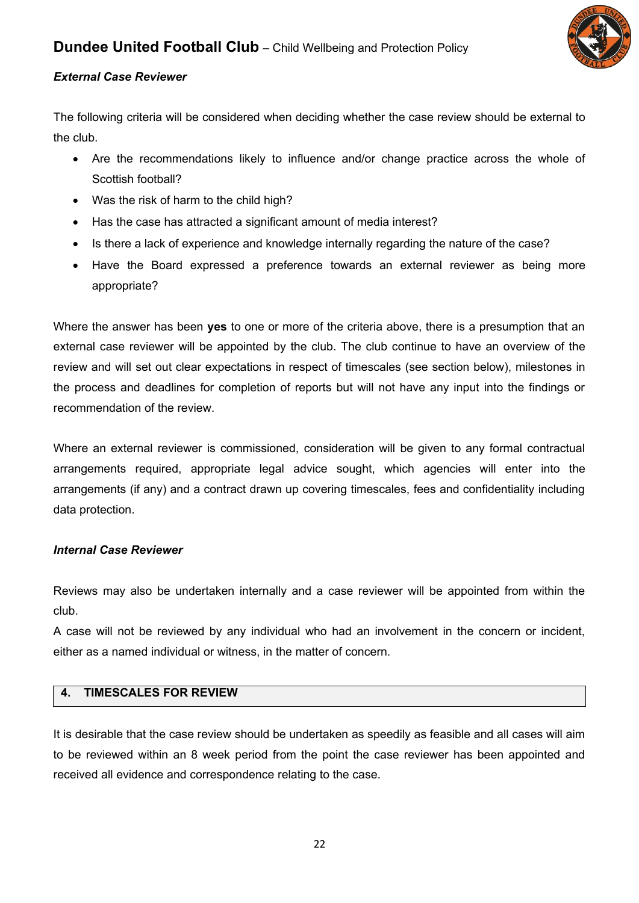***External Case Reviewer***

The following criteria will be considered when deciding whether the case review should be external to the club.

- Are the recommendations likely to influence and/or change practice across the whole of Scottish football?
- Was the risk of harm to the child high?
- Has the case has attracted a significant amount of media interest?
- Is there a lack of experience and knowledge internally regarding the nature of the case?
- Have the Board expressed a preference towards an external reviewer as being more appropriate?

Where the answer has been **yes** to one or more of the criteria above, there is a presumption that an external case reviewer will be appointed by the club. The club continue to have an overview of the review and will set out clear expectations in respect of timescales (see section below), milestones in the process and deadlines for completion of reports but will not have any input into the findings or recommendation of the review.

Where an external reviewer is commissioned, consideration will be given to any formal contractual arrangements required, appropriate legal advice sought, which agencies will enter into the arrangements (if any) and a contract drawn up covering timescales, fees and confidentiality including data protection.

***Internal Case Reviewer***

Reviews may also be undertaken internally and a case reviewer will be appointed from within the club.

A case will not be reviewed by any individual who had an involvement in the concern or incident, either as a named individual or witness, in the matter of concern.

## 4. TIMESCALES FOR REVIEW

It is desirable that the case review should be undertaken as speedily as feasible and all cases will aim to be reviewed within an 8 week period from the point the case reviewer has been appointed and received all evidence and correspondence relating to the case.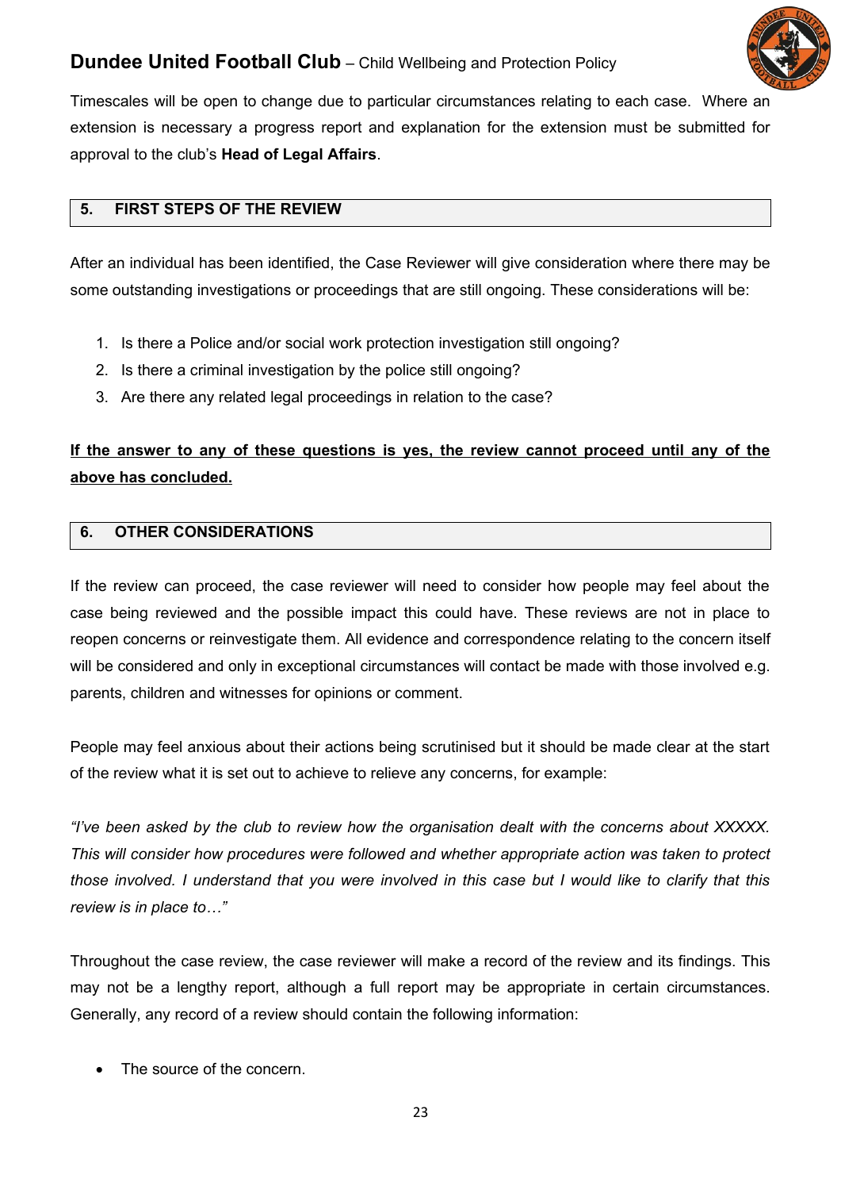Timescales will be open to change due to particular circumstances relating to each case. Where an extension is necessary a progress report and explanation for the extension must be submitted for approval to the club's **Head of Legal Affairs**.

## 5. FIRST STEPS OF THE REVIEW

After an individual has been identified, the Case Reviewer will give consideration where there may be some outstanding investigations or proceedings that are still ongoing. These considerations will be:

1. Is there a Police and/or social work protection investigation still ongoing?
2. Is there a criminal investigation by the police still ongoing?
3. Are there any related legal proceedings in relation to the case?

<u>**If the answer to any of these questions is yes, the review cannot proceed until any of the above has concluded.**</u>

## 6. OTHER CONSIDERATIONS

If the review can proceed, the case reviewer will need to consider how people may feel about the case being reviewed and the possible impact this could have. These reviews are not in place to reopen concerns or reinvestigate them. All evidence and correspondence relating to the concern itself will be considered and only in exceptional circumstances will contact be made with those involved e.g. parents, children and witnesses for opinions or comment.

People may feel anxious about their actions being scrutinised but it should be made clear at the start of the review what it is set out to achieve to relieve any concerns, for example:

*"I've been asked by the club to review how the organisation dealt with the concerns about XXXXX. This will consider how procedures were followed and whether appropriate action was taken to protect those involved. I understand that you were involved in this case but I would like to clarify that this review is in place to…"*

Throughout the case review, the case reviewer will make a record of the review and its findings. This may not be a lengthy report, although a full report may be appropriate in certain circumstances. Generally, any record of a review should contain the following information:

- The source of the concern.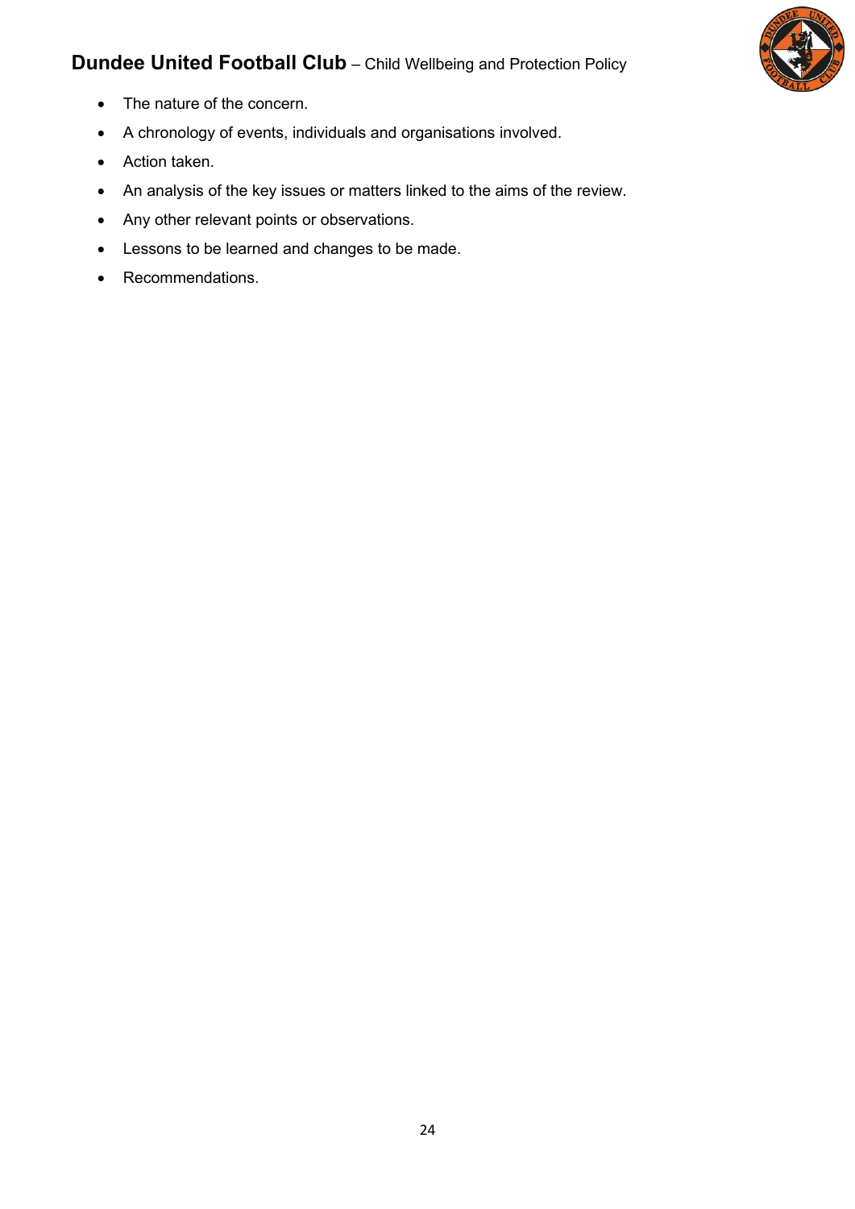- The nature of the concern.
- A chronology of events, individuals and organisations involved.
- Action taken.
- An analysis of the key issues or matters linked to the aims of the review.
- Any other relevant points or observations.
- Lessons to be learned and changes to be made.
- Recommendations.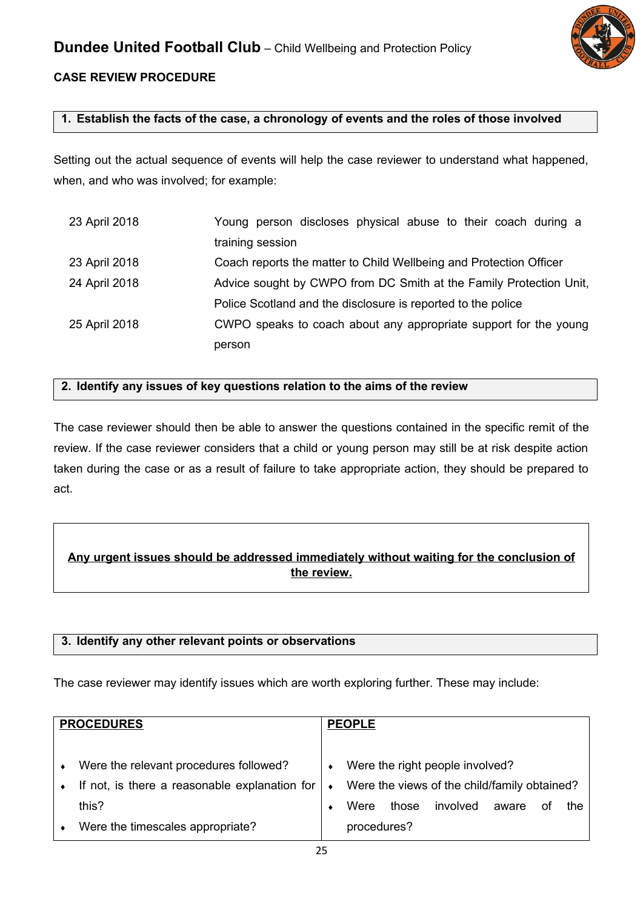## CASE REVIEW PROCEDURE

### 1. Establish the facts of the case, a chronology of events and the roles of those involved

Setting out the actual sequence of events will help the case reviewer to understand what happened, when, and who was involved; for example:

| | |
|---|---|
| 23 April 2018 | Young person discloses physical abuse to their coach during a training session |
| 23 April 2018 | Coach reports the matter to Child Wellbeing and Protection Officer |
| 24 April 2018 | Advice sought by CWPO from DC Smith at the Family Protection Unit, Police Scotland and the disclosure is reported to the police |
| 25 April 2018 | CWPO speaks to coach about any appropriate support for the young person |

### 2. Identify any issues of key questions relation to the aims of the review

The case reviewer should then be able to answer the questions contained in the specific remit of the review. If the case reviewer considers that a child or young person may still be at risk despite action taken during the case or as a result of failure to take appropriate action, they should be prepared to act.

**Any urgent issues should be addressed immediately without waiting for the conclusion of the review.**

### 3. Identify any other relevant points or observations

The case reviewer may identify issues which are worth exploring further. These may include:

| PROCEDURES | PEOPLE |
|---|---|
| • Were the relevant procedures followed?<br>• If not, is there a reasonable explanation for this?<br>• Were the timescales appropriate? | • Were the right people involved?<br>• Were the views of the child/family obtained?<br>• Were those involved aware of the procedures? |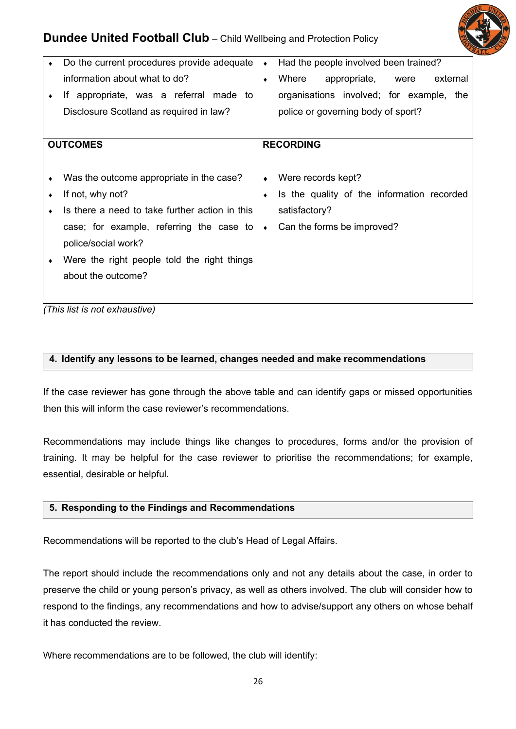| | |
|---|---|
| • Do the current procedures provide adequate information about what to do?<br>• If appropriate, was a referral made to Disclosure Scotland as required in law? | • Had the people involved been trained?<br>• Where appropriate, were external organisations involved; for example, the police or governing body of sport? |
| **OUTCOMES**<br><br>• Was the outcome appropriate in the case?<br>• If not, why not?<br>• Is there a need to take further action in this case; for example, referring the case to police/social work?<br>• Were the right people told the right things about the outcome? | **RECORDING**<br><br>• Were records kept?<br>• Is the quality of the information recorded satisfactory?<br>• Can the forms be improved? |

*(This list is not exhaustive)*

## 4. Identify any lessons to be learned, changes needed and make recommendations

If the case reviewer has gone through the above table and can identify gaps or missed opportunities then this will inform the case reviewer's recommendations.

Recommendations may include things like changes to procedures, forms and/or the provision of training. It may be helpful for the case reviewer to prioritise the recommendations; for example, essential, desirable or helpful.

## 5. Responding to the Findings and Recommendations

Recommendations will be reported to the club's Head of Legal Affairs.

The report should include the recommendations only and not any details about the case, in order to preserve the child or young person's privacy, as well as others involved. The club will consider how to respond to the findings, any recommendations and how to advise/support any others on whose behalf it has conducted the review.

Where recommendations are to be followed, the club will identify: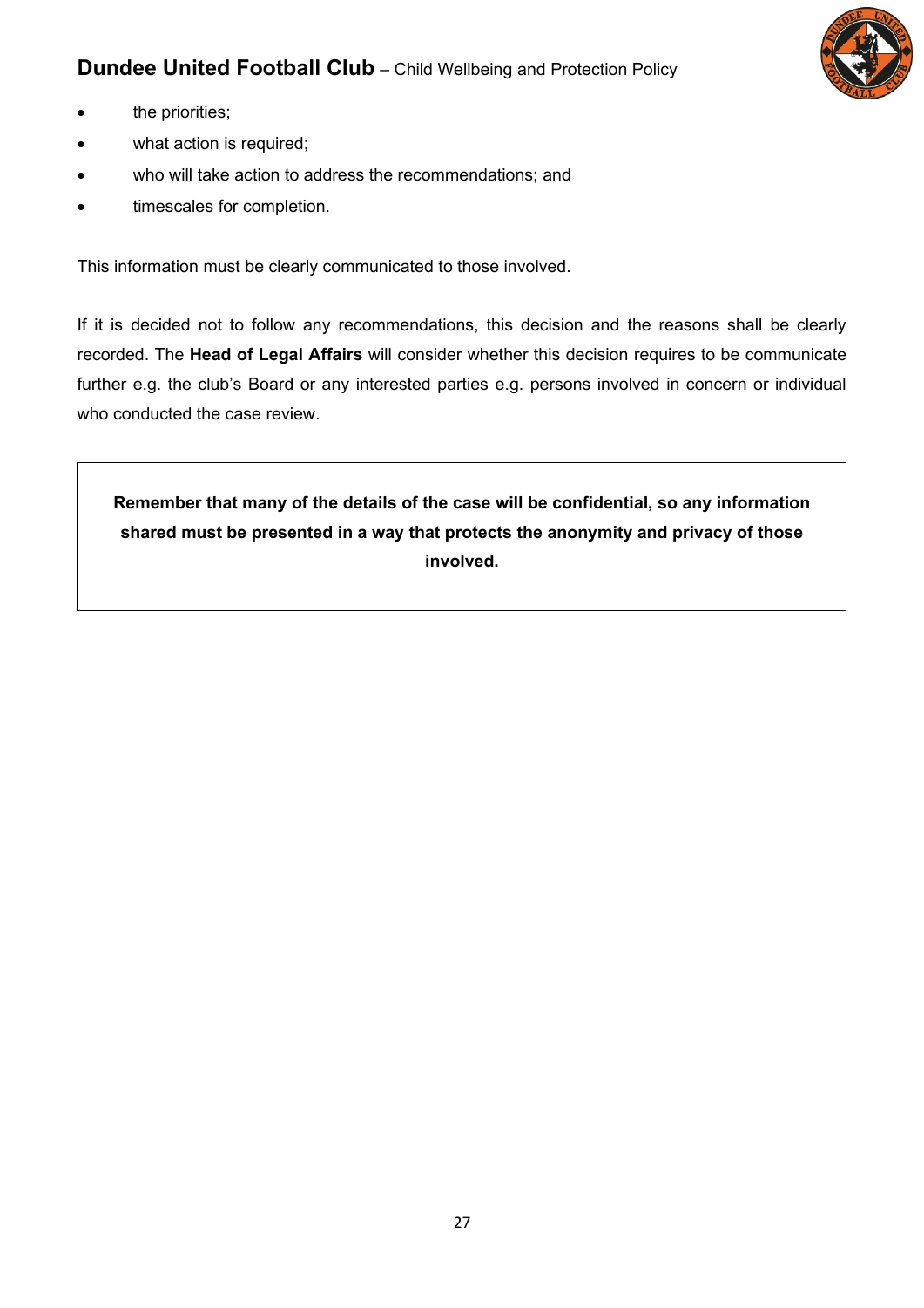- the priorities;
- what action is required;
- who will take action to address the recommendations; and
- timescales for completion.

This information must be clearly communicated to those involved.

If it is decided not to follow any recommendations, this decision and the reasons shall be clearly recorded. The **Head of Legal Affairs** will consider whether this decision requires to be communicate further e.g. the club's Board or any interested parties e.g. persons involved in concern or individual who conducted the case review.

| |
|---|
| **Remember that many of the details of the case will be confidential, so any information shared must be presented in a way that protects the anonymity and privacy of those involved.** |